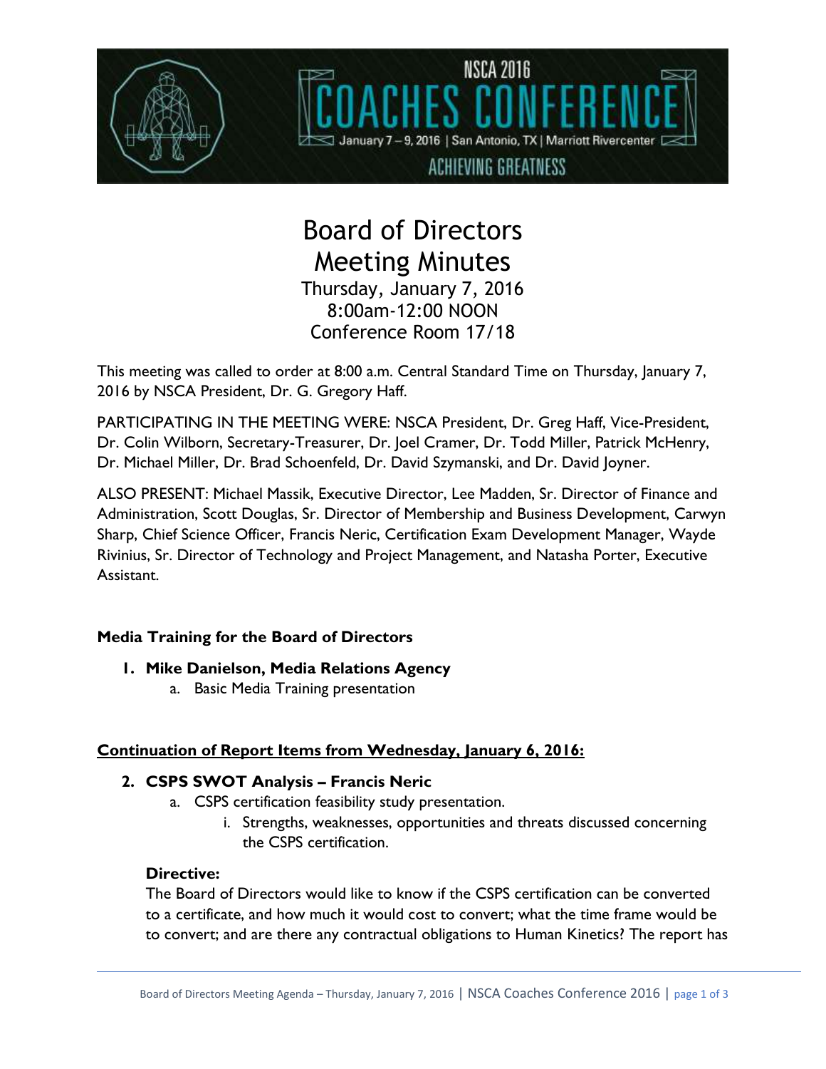# Board of Directors Meeting Minutes

Thursday, January 7, 2016
8:00am-12:00 NOON
Conference Room 17/18

This meeting was called to order at 8:00 a.m. Central Standard Time on Thursday, January 7, 2016 by NSCA President, Dr. G. Gregory Haff.

PARTICIPATING IN THE MEETING WERE: NSCA President, Dr. Greg Haff, Vice-President, Dr. Colin Wilborn, Secretary-Treasurer, Dr. Joel Cramer, Dr. Todd Miller, Patrick McHenry, Dr. Michael Miller, Dr. Brad Schoenfeld, Dr. David Szymanski, and Dr. David Joyner.

ALSO PRESENT: Michael Massik, Executive Director, Lee Madden, Sr. Director of Finance and Administration, Scott Douglas, Sr. Director of Membership and Business Development, Carwyn Sharp, Chief Science Officer, Francis Neric, Certification Exam Development Manager, Wayde Rivinius, Sr. Director of Technology and Project Management, and Natasha Porter, Executive Assistant.

### Media Training for the Board of Directors

1. **Mike Danielson, Media Relations Agency**
   a. Basic Media Training presentation

### Continuation of Report Items from Wednesday, January 6, 2016:

2. **CSPS SWOT Analysis – Francis Neric**
   a. CSPS certification feasibility study presentation.
      i. Strengths, weaknesses, opportunities and threats discussed concerning the CSPS certification.

**Directive:**
The Board of Directors would like to know if the CSPS certification can be converted to a certificate, and how much it would cost to convert; what the time frame would be to convert; and are there any contractual obligations to Human Kinetics? The report has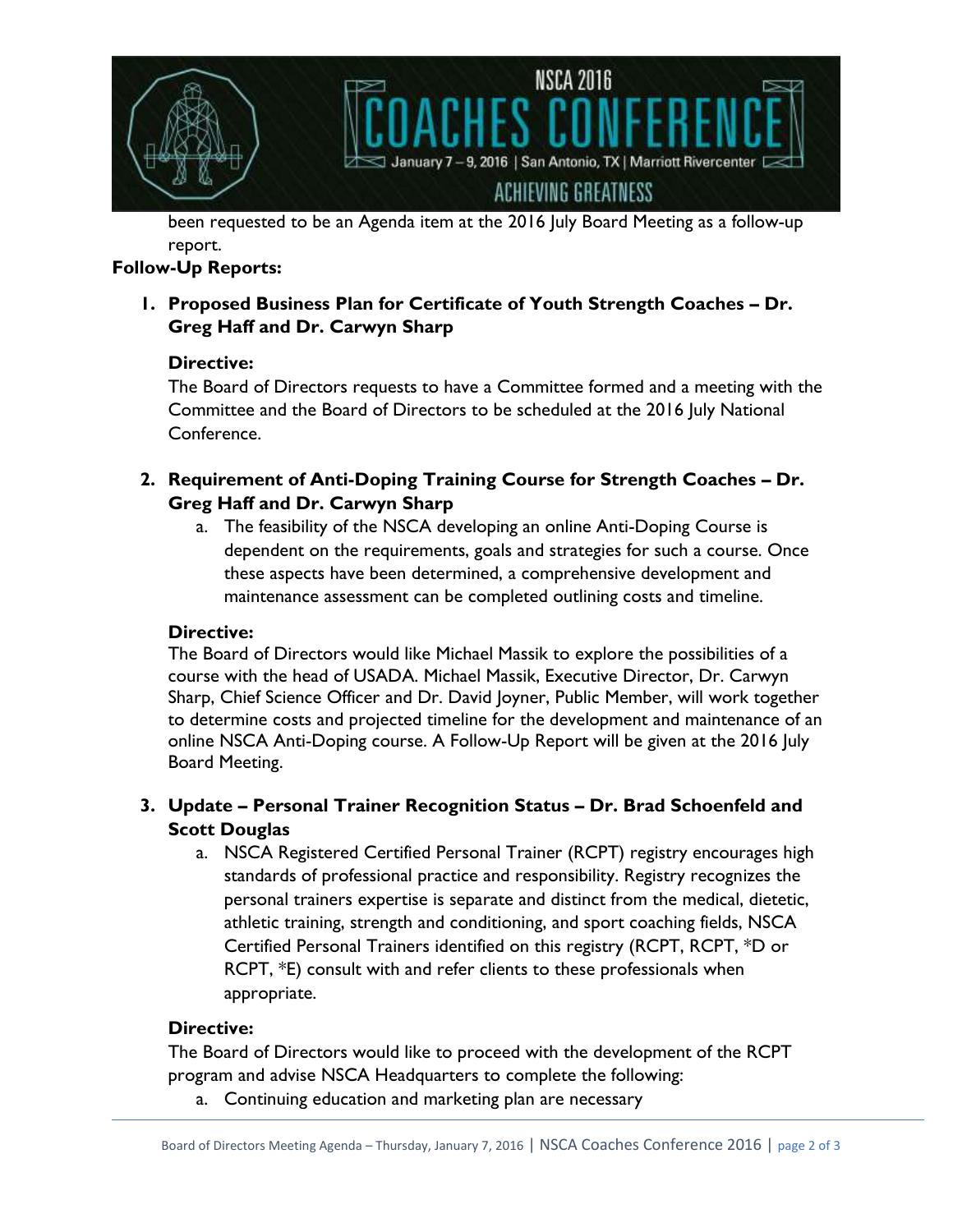been requested to be an Agenda item at the 2016 July Board Meeting as a follow-up report.

**Follow-Up Reports:**

1. **Proposed Business Plan for Certificate of Youth Strength Coaches – Dr. Greg Haff and Dr. Carwyn Sharp**

   **Directive:**
   The Board of Directors requests to have a Committee formed and a meeting with the Committee and the Board of Directors to be scheduled at the 2016 July National Conference.

2. **Requirement of Anti-Doping Training Course for Strength Coaches – Dr. Greg Haff and Dr. Carwyn Sharp**
   a. The feasibility of the NSCA developing an online Anti-Doping Course is dependent on the requirements, goals and strategies for such a course. Once these aspects have been determined, a comprehensive development and maintenance assessment can be completed outlining costs and timeline.

   **Directive:**
   The Board of Directors would like Michael Massik to explore the possibilities of a course with the head of USADA. Michael Massik, Executive Director, Dr. Carwyn Sharp, Chief Science Officer and Dr. David Joyner, Public Member, will work together to determine costs and projected timeline for the development and maintenance of an online NSCA Anti-Doping course. A Follow-Up Report will be given at the 2016 July Board Meeting.

3. **Update – Personal Trainer Recognition Status – Dr. Brad Schoenfeld and Scott Douglas**
   a. NSCA Registered Certified Personal Trainer (RCPT) registry encourages high standards of professional practice and responsibility. Registry recognizes the personal trainers expertise is separate and distinct from the medical, dietetic, athletic training, strength and conditioning, and sport coaching fields, NSCA Certified Personal Trainers identified on this registry (RCPT, RCPT, *D or RCPT, *E) consult with and refer clients to these professionals when appropriate.

   **Directive:**
   The Board of Directors would like to proceed with the development of the RCPT program and advise NSCA Headquarters to complete the following:
   a. Continuing education and marketing plan are necessary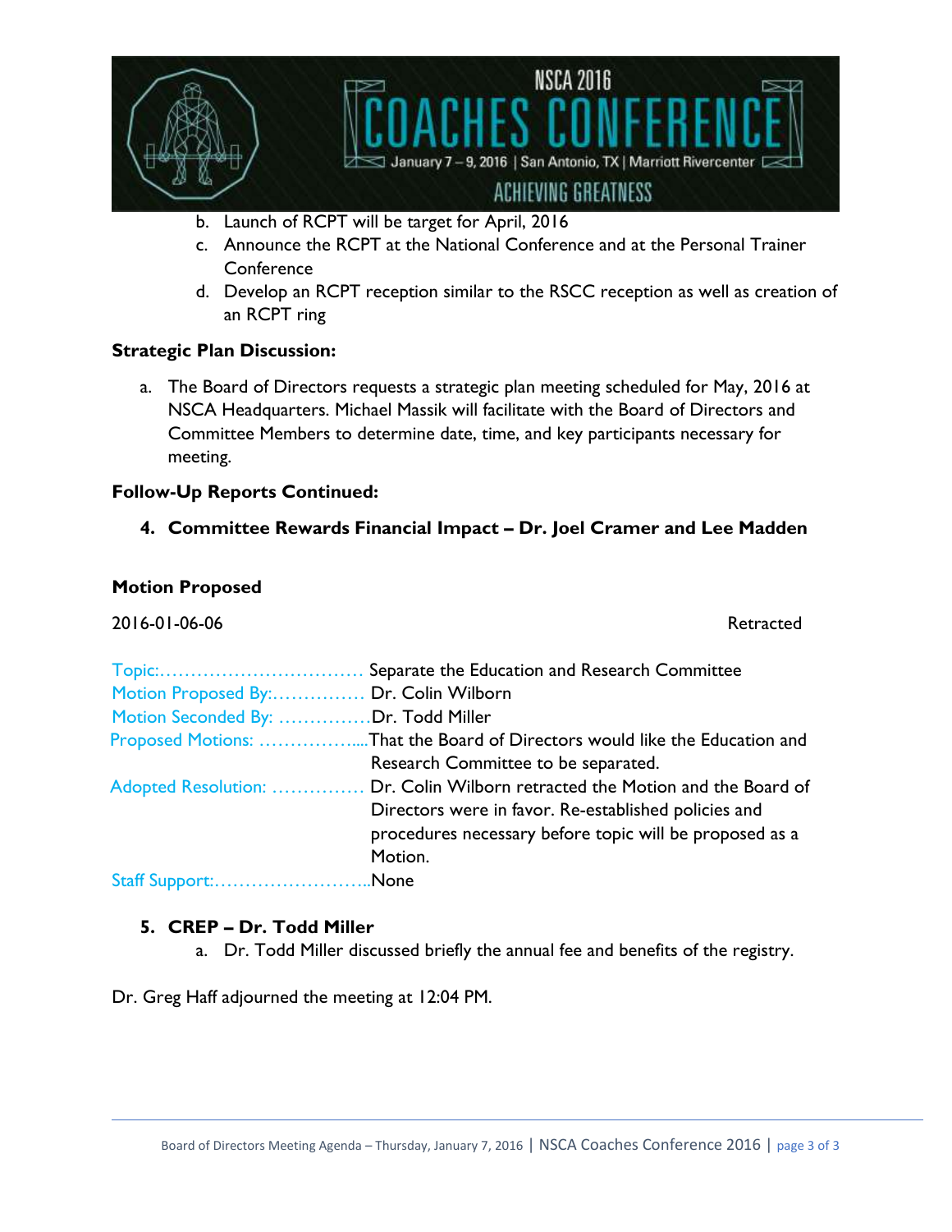b. Launch of RCPT will be target for April, 2016
c. Announce the RCPT at the National Conference and at the Personal Trainer Conference
d. Develop an RCPT reception similar to the RSCC reception as well as creation of an RCPT ring

**Strategic Plan Discussion:**

a. The Board of Directors requests a strategic plan meeting scheduled for May, 2016 at NSCA Headquarters. Michael Massik will facilitate with the Board of Directors and Committee Members to determine date, time, and key participants necessary for meeting.

**Follow-Up Reports Continued:**

**4. Committee Rewards Financial Impact – Dr. Joel Cramer and Lee Madden**

**Motion Proposed**

2016-01-06-06 Retracted

Topic:................................ Separate the Education and Research Committee
Motion Proposed By:............... Dr. Colin Wilborn
Motion Seconded By: ...............Dr. Todd Miller
Proposed Motions: ..................That the Board of Directors would like the Education and Research Committee to be separated.
Adopted Resolution: ............... Dr. Colin Wilborn retracted the Motion and the Board of Directors were in favor. Re-established policies and procedures necessary before topic will be proposed as a Motion.
Staff Support:..........................None

**5. CREP – Dr. Todd Miller**

a. Dr. Todd Miller discussed briefly the annual fee and benefits of the registry.

Dr. Greg Haff adjourned the meeting at 12:04 PM.